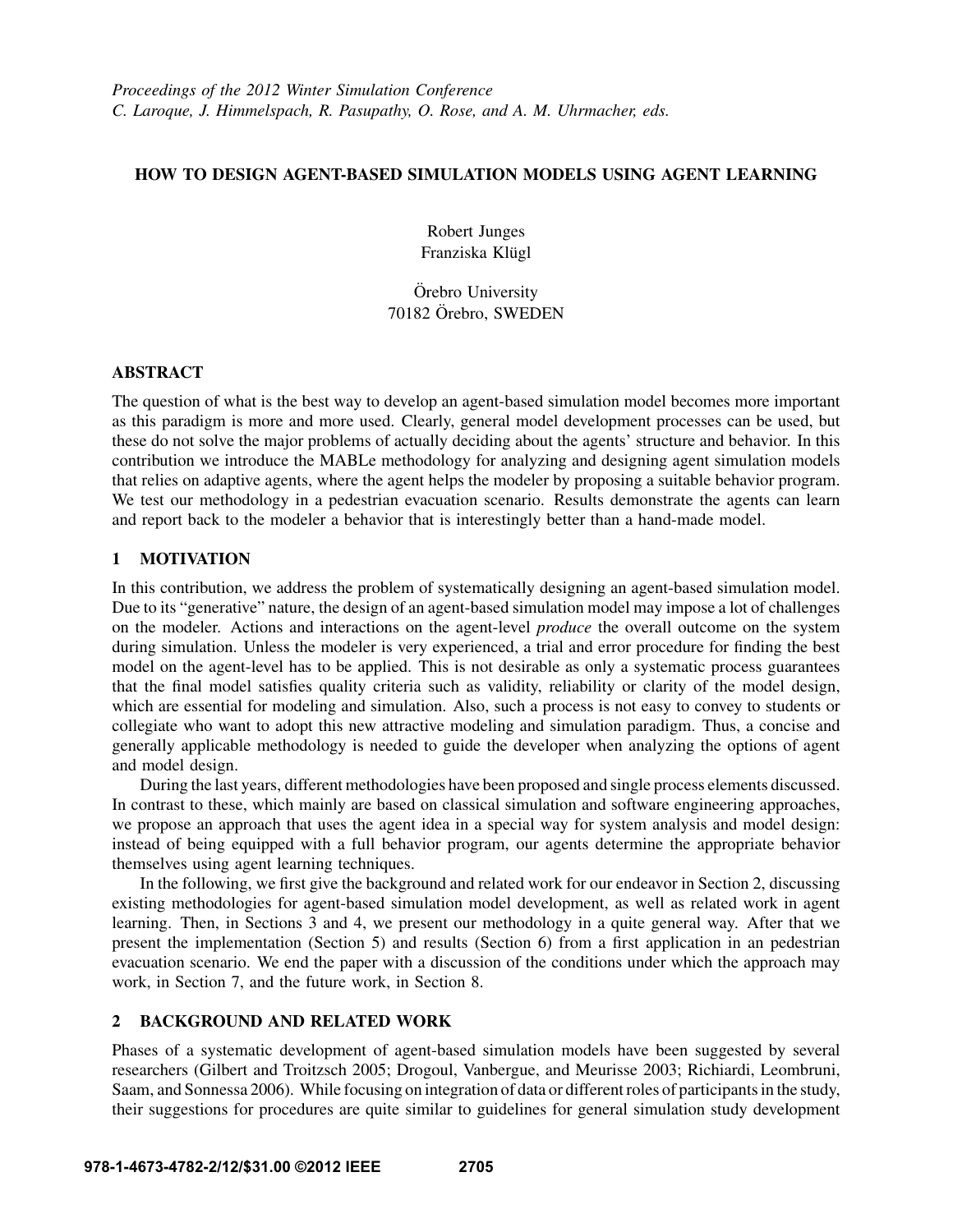*Proceedings of the 2012 Winter Simulation Conference*
*C. Laroque, J. Himmelspach, R. Pasupathy, O. Rose, and A. M. Uhrmacher, eds.*

# HOW TO DESIGN AGENT-BASED SIMULATION MODELS USING AGENT LEARNING

Robert Junges
Franziska Klügl

Örebro University
70182 Örebro, SWEDEN

## ABSTRACT

The question of what is the best way to develop an agent-based simulation model becomes more important as this paradigm is more and more used. Clearly, general model development processes can be used, but these do not solve the major problems of actually deciding about the agents' structure and behavior. In this contribution we introduce the MABLe methodology for analyzing and designing agent simulation models that relies on adaptive agents, where the agent helps the modeler by proposing a suitable behavior program. We test our methodology in a pedestrian evacuation scenario. Results demonstrate the agents can learn and report back to the modeler a behavior that is interestingly better than a hand-made model.

## 1 MOTIVATION

In this contribution, we address the problem of systematically designing an agent-based simulation model. Due to its "generative" nature, the design of an agent-based simulation model may impose a lot of challenges on the modeler. Actions and interactions on the agent-level *produce* the overall outcome on the system during simulation. Unless the modeler is very experienced, a trial and error procedure for finding the best model on the agent-level has to be applied. This is not desirable as only a systematic process guarantees that the final model satisfies quality criteria such as validity, reliability or clarity of the model design, which are essential for modeling and simulation. Also, such a process is not easy to convey to students or collegiate who want to adopt this new attractive modeling and simulation paradigm. Thus, a concise and generally applicable methodology is needed to guide the developer when analyzing the options of agent and model design.

During the last years, different methodologies have been proposed and single process elements discussed. In contrast to these, which mainly are based on classical simulation and software engineering approaches, we propose an approach that uses the agent idea in a special way for system analysis and model design: instead of being equipped with a full behavior program, our agents determine the appropriate behavior themselves using agent learning techniques.

In the following, we first give the background and related work for our endeavor in Section 2, discussing existing methodologies for agent-based simulation model development, as well as related work in agent learning. Then, in Sections 3 and 4, we present our methodology in a quite general way. After that we present the implementation (Section 5) and results (Section 6) from a first application in an pedestrian evacuation scenario. We end the paper with a discussion of the conditions under which the approach may work, in Section 7, and the future work, in Section 8.

## 2 BACKGROUND AND RELATED WORK

Phases of a systematic development of agent-based simulation models have been suggested by several researchers (Gilbert and Troitzsch 2005; Drogoul, Vanbergue, and Meurisse 2003; Richiardi, Leombruni, Saam, and Sonnessa 2006). While focusing on integration of data or different roles of participants in the study, their suggestions for procedures are quite similar to guidelines for general simulation study development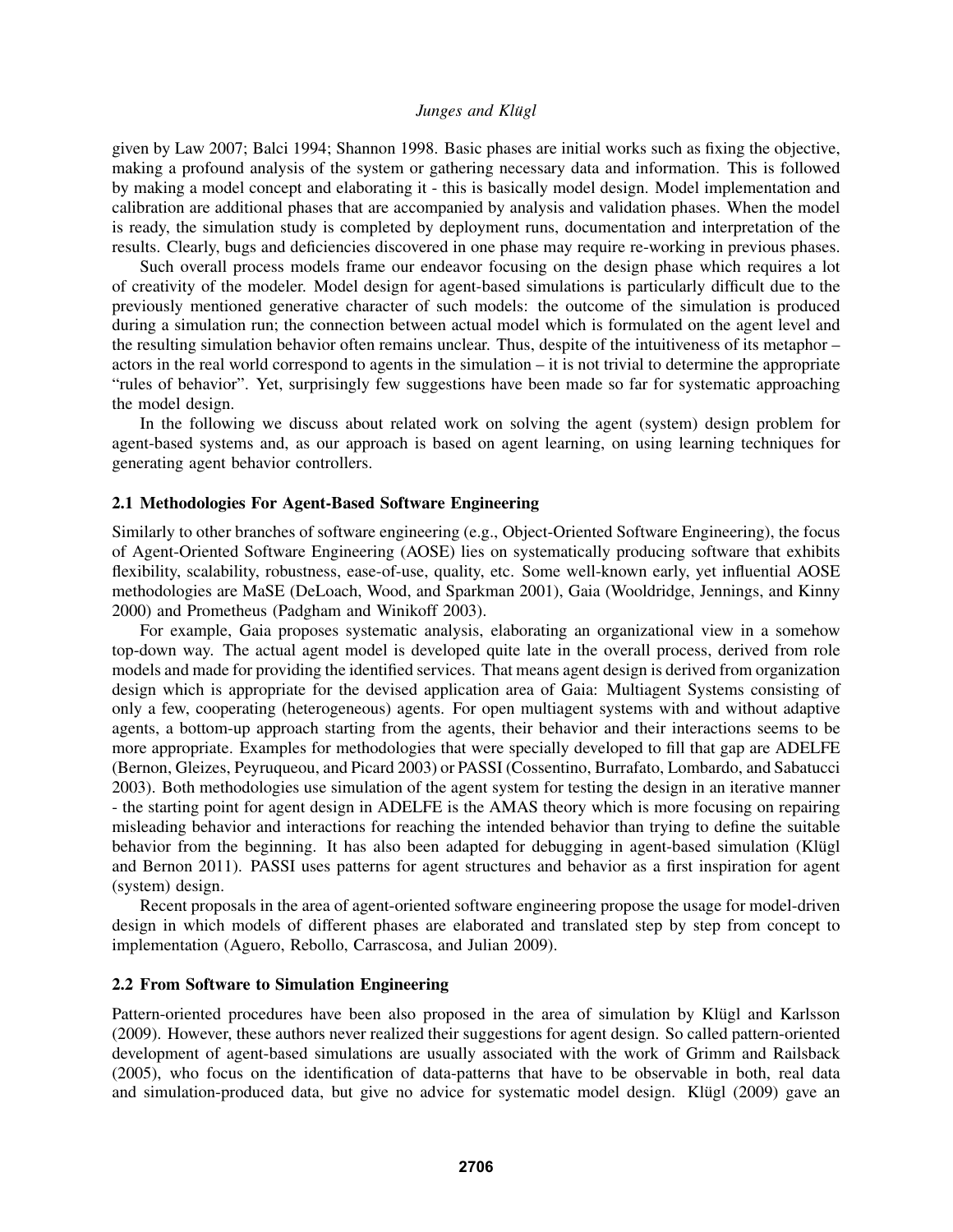given by Law 2007; Balci 1994; Shannon 1998. Basic phases are initial works such as fixing the objective, making a profound analysis of the system or gathering necessary data and information. This is followed by making a model concept and elaborating it - this is basically model design. Model implementation and calibration are additional phases that are accompanied by analysis and validation phases. When the model is ready, the simulation study is completed by deployment runs, documentation and interpretation of the results. Clearly, bugs and deficiencies discovered in one phase may require re-working in previous phases.

Such overall process models frame our endeavor focusing on the design phase which requires a lot of creativity of the modeler. Model design for agent-based simulations is particularly difficult due to the previously mentioned generative character of such models: the outcome of the simulation is produced during a simulation run; the connection between actual model which is formulated on the agent level and the resulting simulation behavior often remains unclear. Thus, despite of the intuitiveness of its metaphor – actors in the real world correspond to agents in the simulation – it is not trivial to determine the appropriate "rules of behavior". Yet, surprisingly few suggestions have been made so far for systematic approaching the model design.

In the following we discuss about related work on solving the agent (system) design problem for agent-based systems and, as our approach is based on agent learning, on using learning techniques for generating agent behavior controllers.

### 2.1 Methodologies For Agent-Based Software Engineering

Similarly to other branches of software engineering (e.g., Object-Oriented Software Engineering), the focus of Agent-Oriented Software Engineering (AOSE) lies on systematically producing software that exhibits flexibility, scalability, robustness, ease-of-use, quality, etc. Some well-known early, yet influential AOSE methodologies are MaSE (DeLoach, Wood, and Sparkman 2001), Gaia (Wooldridge, Jennings, and Kinny 2000) and Prometheus (Padgham and Winikoff 2003).

For example, Gaia proposes systematic analysis, elaborating an organizational view in a somehow top-down way. The actual agent model is developed quite late in the overall process, derived from role models and made for providing the identified services. That means agent design is derived from organization design which is appropriate for the devised application area of Gaia: Multiagent Systems consisting of only a few, cooperating (heterogeneous) agents. For open multiagent systems with and without adaptive agents, a bottom-up approach starting from the agents, their behavior and their interactions seems to be more appropriate. Examples for methodologies that were specially developed to fill that gap are ADELFE (Bernon, Gleizes, Peyruqueou, and Picard 2003) or PASSI (Cossentino, Burrafato, Lombardo, and Sabatucci 2003). Both methodologies use simulation of the agent system for testing the design in an iterative manner - the starting point for agent design in ADELFE is the AMAS theory which is more focusing on repairing misleading behavior and interactions for reaching the intended behavior than trying to define the suitable behavior from the beginning. It has also been adapted for debugging in agent-based simulation (Klügl and Bernon 2011). PASSI uses patterns for agent structures and behavior as a first inspiration for agent (system) design.

Recent proposals in the area of agent-oriented software engineering propose the usage for model-driven design in which models of different phases are elaborated and translated step by step from concept to implementation (Aguero, Rebollo, Carrascosa, and Julian 2009).

### 2.2 From Software to Simulation Engineering

Pattern-oriented procedures have been also proposed in the area of simulation by Klügl and Karlsson (2009). However, these authors never realized their suggestions for agent design. So called pattern-oriented development of agent-based simulations are usually associated with the work of Grimm and Railsback (2005), who focus on the identification of data-patterns that have to be observable in both, real data and simulation-produced data, but give no advice for systematic model design. Klügl (2009) gave an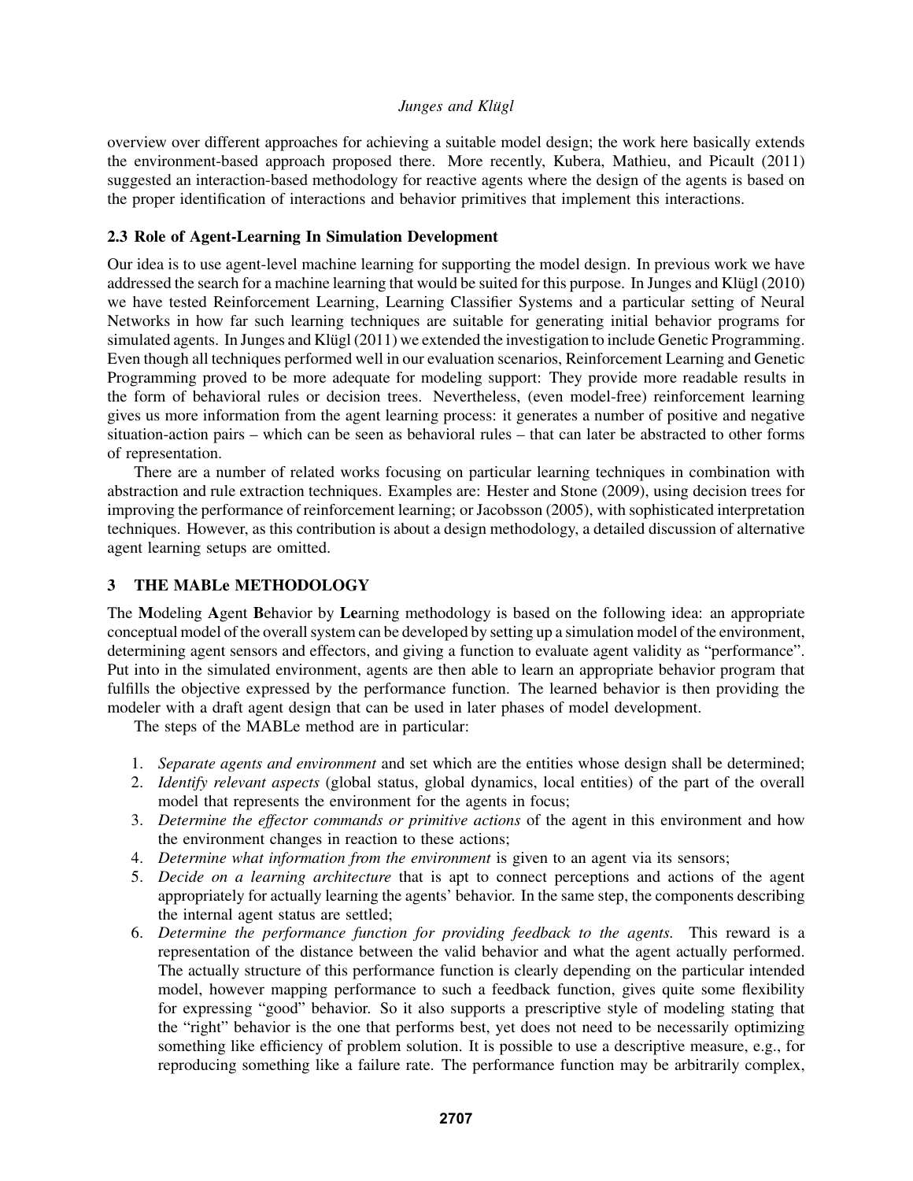overview over different approaches for achieving a suitable model design; the work here basically extends the environment-based approach proposed there. More recently, Kubera, Mathieu, and Picault (2011) suggested an interaction-based methodology for reactive agents where the design of the agents is based on the proper identification of interactions and behavior primitives that implement this interactions.

### 2.3 Role of Agent-Learning In Simulation Development

Our idea is to use agent-level machine learning for supporting the model design. In previous work we have addressed the search for a machine learning that would be suited for this purpose. In Junges and Klügl (2010) we have tested Reinforcement Learning, Learning Classifier Systems and a particular setting of Neural Networks in how far such learning techniques are suitable for generating initial behavior programs for simulated agents. In Junges and Klügl (2011) we extended the investigation to include Genetic Programming. Even though all techniques performed well in our evaluation scenarios, Reinforcement Learning and Genetic Programming proved to be more adequate for modeling support: They provide more readable results in the form of behavioral rules or decision trees. Nevertheless, (even model-free) reinforcement learning gives us more information from the agent learning process: it generates a number of positive and negative situation-action pairs – which can be seen as behavioral rules – that can later be abstracted to other forms of representation.

There are a number of related works focusing on particular learning techniques in combination with abstraction and rule extraction techniques. Examples are: Hester and Stone (2009), using decision trees for improving the performance of reinforcement learning; or Jacobsson (2005), with sophisticated interpretation techniques. However, as this contribution is about a design methodology, a detailed discussion of alternative agent learning setups are omitted.

## 3 THE MABLe METHODOLOGY

The **M**odeling **A**gent **B**ehavior by **Le**arning methodology is based on the following idea: an appropriate conceptual model of the overall system can be developed by setting up a simulation model of the environment, determining agent sensors and effectors, and giving a function to evaluate agent validity as "performance". Put into in the simulated environment, agents are then able to learn an appropriate behavior program that fulfills the objective expressed by the performance function. The learned behavior is then providing the modeler with a draft agent design that can be used in later phases of model development.

The steps of the MABLe method are in particular:

1. *Separate agents and environment* and set which are the entities whose design shall be determined;
2. *Identify relevant aspects* (global status, global dynamics, local entities) of the part of the overall model that represents the environment for the agents in focus;
3. *Determine the effector commands or primitive actions* of the agent in this environment and how the environment changes in reaction to these actions;
4. *Determine what information from the environment* is given to an agent via its sensors;
5. *Decide on a learning architecture* that is apt to connect perceptions and actions of the agent appropriately for actually learning the agents' behavior. In the same step, the components describing the internal agent status are settled;
6. *Determine the performance function for providing feedback to the agents.* This reward is a representation of the distance between the valid behavior and what the agent actually performed. The actually structure of this performance function is clearly depending on the particular intended model, however mapping performance to such a feedback function, gives quite some flexibility for expressing "good" behavior. So it also supports a prescriptive style of modeling stating that the "right" behavior is the one that performs best, yet does not need to be necessarily optimizing something like efficiency of problem solution. It is possible to use a descriptive measure, e.g., for reproducing something like a failure rate. The performance function may be arbitrarily complex,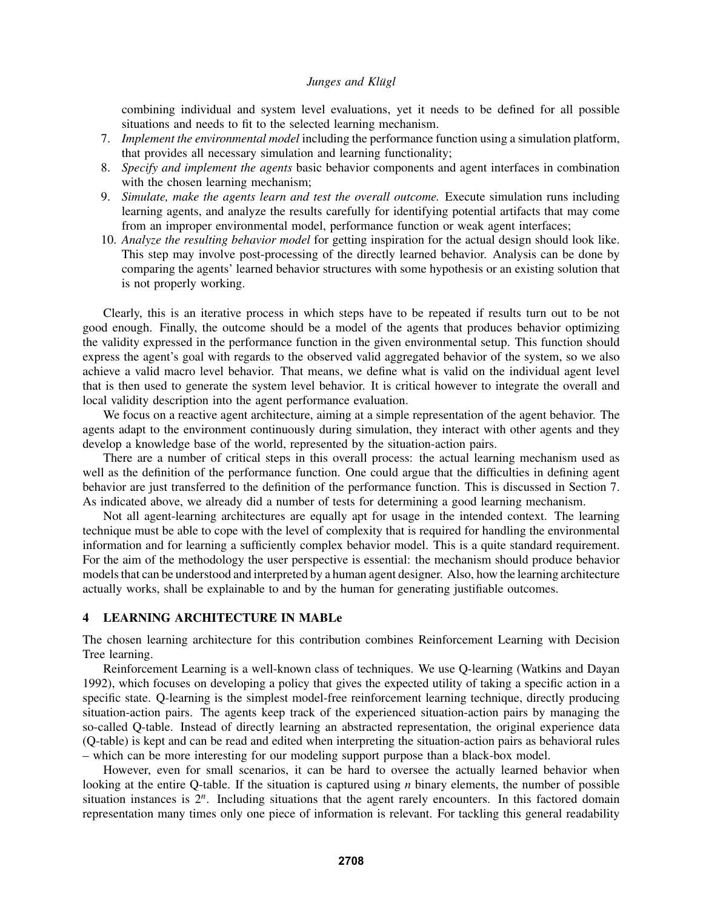combining individual and system level evaluations, yet it needs to be defined for all possible situations and needs to fit to the selected learning mechanism.

7. *Implement the environmental model* including the performance function using a simulation platform, that provides all necessary simulation and learning functionality;
8. *Specify and implement the agents* basic behavior components and agent interfaces in combination with the chosen learning mechanism;
9. *Simulate, make the agents learn and test the overall outcome.* Execute simulation runs including learning agents, and analyze the results carefully for identifying potential artifacts that may come from an improper environmental model, performance function or weak agent interfaces;
10. *Analyze the resulting behavior model* for getting inspiration for the actual design should look like. This step may involve post-processing of the directly learned behavior. Analysis can be done by comparing the agents' learned behavior structures with some hypothesis or an existing solution that is not properly working.

Clearly, this is an iterative process in which steps have to be repeated if results turn out to be not good enough. Finally, the outcome should be a model of the agents that produces behavior optimizing the validity expressed in the performance function in the given environmental setup. This function should express the agent's goal with regards to the observed valid aggregated behavior of the system, so we also achieve a valid macro level behavior. That means, we define what is valid on the individual agent level that is then used to generate the system level behavior. It is critical however to integrate the overall and local validity description into the agent performance evaluation.

We focus on a reactive agent architecture, aiming at a simple representation of the agent behavior. The agents adapt to the environment continuously during simulation, they interact with other agents and they develop a knowledge base of the world, represented by the situation-action pairs.

There are a number of critical steps in this overall process: the actual learning mechanism used as well as the definition of the performance function. One could argue that the difficulties in defining agent behavior are just transferred to the definition of the performance function. This is discussed in Section 7. As indicated above, we already did a number of tests for determining a good learning mechanism.

Not all agent-learning architectures are equally apt for usage in the intended context. The learning technique must be able to cope with the level of complexity that is required for handling the environmental information and for learning a sufficiently complex behavior model. This is a quite standard requirement. For the aim of the methodology the user perspective is essential: the mechanism should produce behavior models that can be understood and interpreted by a human agent designer. Also, how the learning architecture actually works, shall be explainable to and by the human for generating justifiable outcomes.

## 4 LEARNING ARCHITECTURE IN MABLe

The chosen learning architecture for this contribution combines Reinforcement Learning with Decision Tree learning.

Reinforcement Learning is a well-known class of techniques. We use Q-learning (Watkins and Dayan 1992), which focuses on developing a policy that gives the expected utility of taking a specific action in a specific state. Q-learning is the simplest model-free reinforcement learning technique, directly producing situation-action pairs. The agents keep track of the experienced situation-action pairs by managing the so-called Q-table. Instead of directly learning an abstracted representation, the original experience data (Q-table) is kept and can be read and edited when interpreting the situation-action pairs as behavioral rules – which can be more interesting for our modeling support purpose than a black-box model.

However, even for small scenarios, it can be hard to oversee the actually learned behavior when looking at the entire Q-table. If the situation is captured using $n$ binary elements, the number of possible situation instances is $2^n$. Including situations that the agent rarely encounters. In this factored domain representation many times only one piece of information is relevant. For tackling this general readability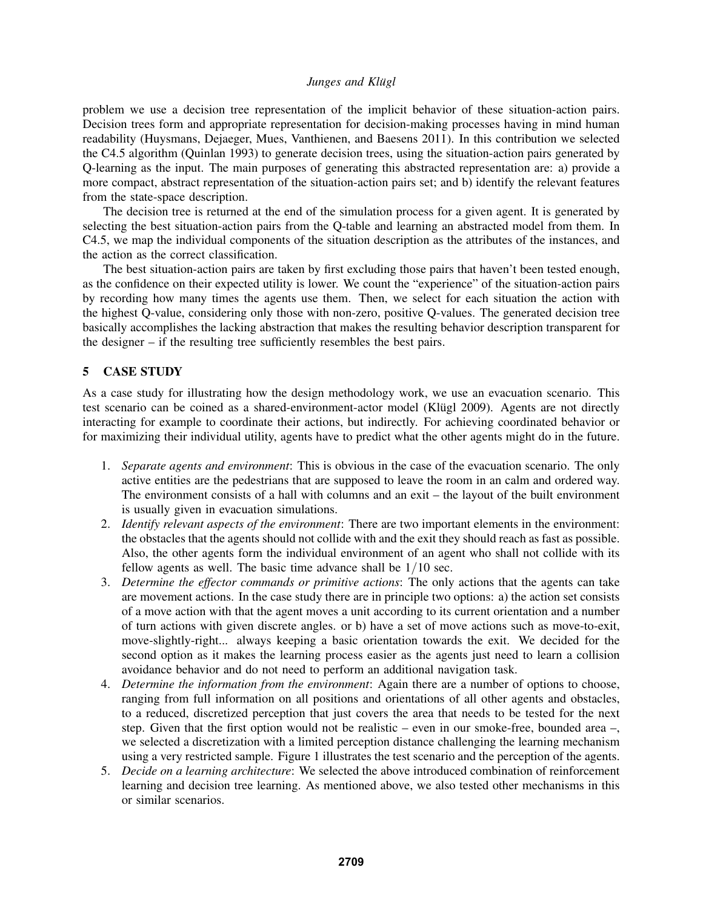problem we use a decision tree representation of the implicit behavior of these situation-action pairs. Decision trees form and appropriate representation for decision-making processes having in mind human readability (Huysmans, Dejaeger, Mues, Vanthienen, and Baesens 2011). In this contribution we selected the C4.5 algorithm (Quinlan 1993) to generate decision trees, using the situation-action pairs generated by Q-learning as the input. The main purposes of generating this abstracted representation are: a) provide a more compact, abstract representation of the situation-action pairs set; and b) identify the relevant features from the state-space description.

The decision tree is returned at the end of the simulation process for a given agent. It is generated by selecting the best situation-action pairs from the Q-table and learning an abstracted model from them. In C4.5, we map the individual components of the situation description as the attributes of the instances, and the action as the correct classification.

The best situation-action pairs are taken by first excluding those pairs that haven't been tested enough, as the confidence on their expected utility is lower. We count the "experience" of the situation-action pairs by recording how many times the agents use them. Then, we select for each situation the action with the highest Q-value, considering only those with non-zero, positive Q-values. The generated decision tree basically accomplishes the lacking abstraction that makes the resulting behavior description transparent for the designer – if the resulting tree sufficiently resembles the best pairs.

## 5 CASE STUDY

As a case study for illustrating how the design methodology work, we use an evacuation scenario. This test scenario can be coined as a shared-environment-actor model (Klügl 2009). Agents are not directly interacting for example to coordinate their actions, but indirectly. For achieving coordinated behavior or for maximizing their individual utility, agents have to predict what the other agents might do in the future.

1. *Separate agents and environment*: This is obvious in the case of the evacuation scenario. The only active entities are the pedestrians that are supposed to leave the room in an calm and ordered way. The environment consists of a hall with columns and an exit – the layout of the built environment is usually given in evacuation simulations.
2. *Identify relevant aspects of the environment*: There are two important elements in the environment: the obstacles that the agents should not collide with and the exit they should reach as fast as possible. Also, the other agents form the individual environment of an agent who shall not collide with its fellow agents as well. The basic time advance shall be $1/10$ sec.
3. *Determine the effector commands or primitive actions*: The only actions that the agents can take are movement actions. In the case study there are in principle two options: a) the action set consists of a move action with that the agent moves a unit according to its current orientation and a number of turn actions with given discrete angles. or b) have a set of move actions such as move-to-exit, move-slightly-right... always keeping a basic orientation towards the exit. We decided for the second option as it makes the learning process easier as the agents just need to learn a collision avoidance behavior and do not need to perform an additional navigation task.
4. *Determine the information from the environment*: Again there are a number of options to choose, ranging from full information on all positions and orientations of all other agents and obstacles, to a reduced, discretized perception that just covers the area that needs to be tested for the next step. Given that the first option would not be realistic – even in our smoke-free, bounded area –, we selected a discretization with a limited perception distance challenging the learning mechanism using a very restricted sample. Figure 1 illustrates the test scenario and the perception of the agents.
5. *Decide on a learning architecture*: We selected the above introduced combination of reinforcement learning and decision tree learning. As mentioned above, we also tested other mechanisms in this or similar scenarios.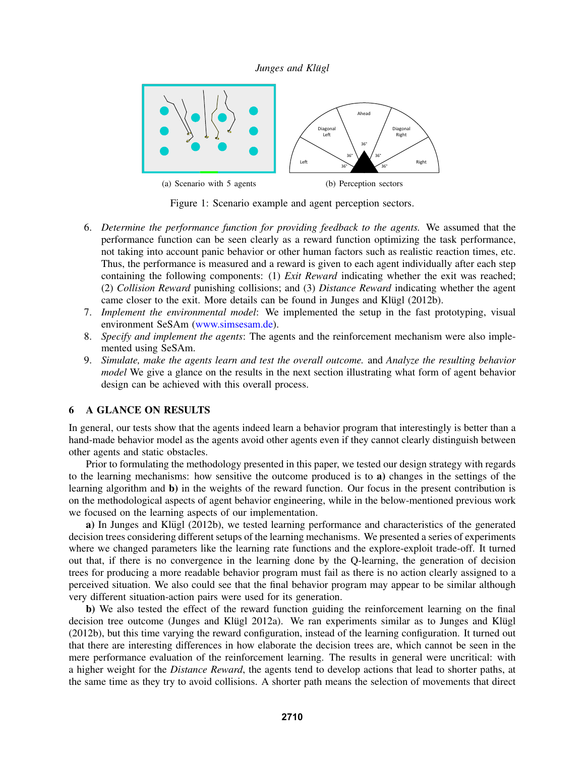(a) Scenario with 5 agents

(b) Perception sectors

Figure 1: Scenario example and agent perception sectors.

6. *Determine the performance function for providing feedback to the agents.* We assumed that the performance function can be seen clearly as a reward function optimizing the task performance, not taking into account panic behavior or other human factors such as realistic reaction times, etc. Thus, the performance is measured and a reward is given to each agent individually after each step containing the following components: (1) *Exit Reward* indicating whether the exit was reached; (2) *Collision Reward* punishing collisions; and (3) *Distance Reward* indicating whether the agent came closer to the exit. More details can be found in Junges and Klügl (2012b).
7. *Implement the environmental model*: We implemented the setup in the fast prototyping, visual environment SeSAm (www.simsesam.de).
8. *Specify and implement the agents*: The agents and the reinforcement mechanism were also implemented using SeSAm.
9. *Simulate, make the agents learn and test the overall outcome.* and *Analyze the resulting behavior model* We give a glance on the results in the next section illustrating what form of agent behavior design can be achieved with this overall process.

## 6 A GLANCE ON RESULTS

In general, our tests show that the agents indeed learn a behavior program that interestingly is better than a hand-made behavior model as the agents avoid other agents even if they cannot clearly distinguish between other agents and static obstacles.

Prior to formulating the methodology presented in this paper, we tested our design strategy with regards to the learning mechanisms: how sensitive the outcome produced is to **a)** changes in the settings of the learning algorithm and **b)** in the weights of the reward function. Our focus in the present contribution is on the methodological aspects of agent behavior engineering, while in the below-mentioned previous work we focused on the learning aspects of our implementation.

**a)** In Junges and Klügl (2012b), we tested learning performance and characteristics of the generated decision trees considering different setups of the learning mechanisms. We presented a series of experiments where we changed parameters like the learning rate functions and the explore-exploit trade-off. It turned out that, if there is no convergence in the learning done by the Q-learning, the generation of decision trees for producing a more readable behavior program must fail as there is no action clearly assigned to a perceived situation. We also could see that the final behavior program may appear to be similar although very different situation-action pairs were used for its generation.

**b)** We also tested the effect of the reward function guiding the reinforcement learning on the final decision tree outcome (Junges and Klügl 2012a). We ran experiments similar as to Junges and Klügl (2012b), but this time varying the reward configuration, instead of the learning configuration. It turned out that there are interesting differences in how elaborate the decision trees are, which cannot be seen in the mere performance evaluation of the reinforcement learning. The results in general were uncritical: with a higher weight for the *Distance Reward*, the agents tend to develop actions that lead to shorter paths, at the same time as they try to avoid collisions. A shorter path means the selection of movements that direct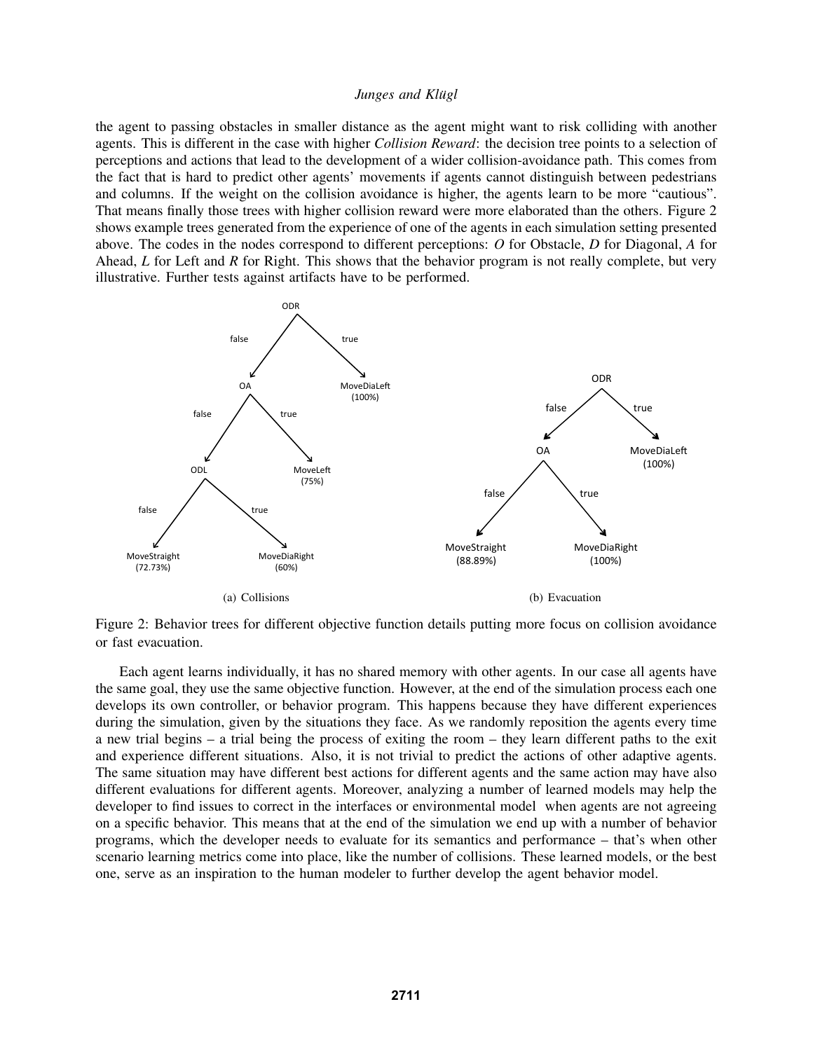the agent to passing obstacles in smaller distance as the agent might want to risk colliding with another agents. This is different in the case with higher *Collision Reward*: the decision tree points to a selection of perceptions and actions that lead to the development of a wider collision-avoidance path. This comes from the fact that is hard to predict other agents' movements if agents cannot distinguish between pedestrians and columns. If the weight on the collision avoidance is higher, the agents learn to be more "cautious". That means finally those trees with higher collision reward were more elaborated than the others. Figure 2 shows example trees generated from the experience of one of the agents in each simulation setting presented above. The codes in the nodes correspond to different perceptions: *O* for Obstacle, *D* for Diagonal, *A* for Ahead, *L* for Left and *R* for Right. This shows that the behavior program is not really complete, but very illustrative. Further tests against artifacts have to be performed.

(a) Collisions

(b) Evacuation

Figure 2: Behavior trees for different objective function details putting more focus on collision avoidance or fast evacuation.

Each agent learns individually, it has no shared memory with other agents. In our case all agents have the same goal, they use the same objective function. However, at the end of the simulation process each one develops its own controller, or behavior program. This happens because they have different experiences during the simulation, given by the situations they face. As we randomly reposition the agents every time a new trial begins – a trial being the process of exiting the room – they learn different paths to the exit and experience different situations. Also, it is not trivial to predict the actions of other adaptive agents. The same situation may have different best actions for different agents and the same action may have also different evaluations for different agents. Moreover, analyzing a number of learned models may help the developer to find issues to correct in the interfaces or environmental model when agents are not agreeing on a specific behavior. This means that at the end of the simulation we end up with a number of behavior programs, which the developer needs to evaluate for its semantics and performance – that's when other scenario learning metrics come into place, like the number of collisions. These learned models, or the best one, serve as an inspiration to the human modeler to further develop the agent behavior model.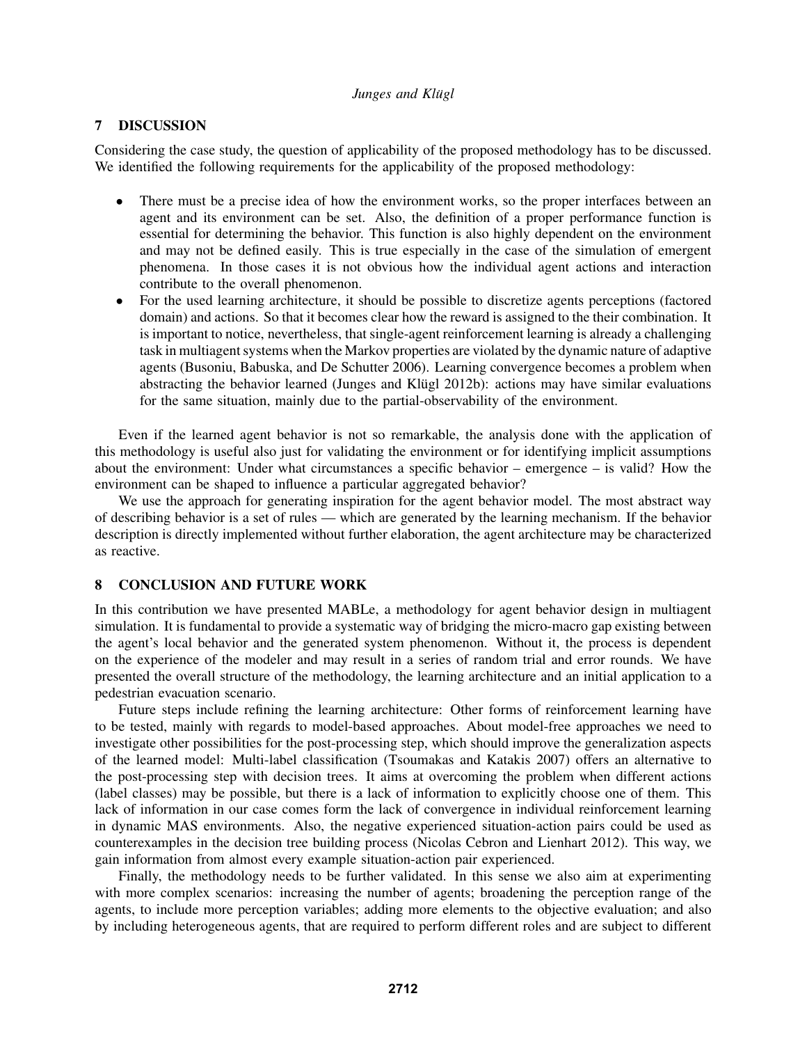## 7 DISCUSSION

Considering the case study, the question of applicability of the proposed methodology has to be discussed. We identified the following requirements for the applicability of the proposed methodology:

- There must be a precise idea of how the environment works, so the proper interfaces between an agent and its environment can be set. Also, the definition of a proper performance function is essential for determining the behavior. This function is also highly dependent on the environment and may not be defined easily. This is true especially in the case of the simulation of emergent phenomena. In those cases it is not obvious how the individual agent actions and interaction contribute to the overall phenomenon.
- For the used learning architecture, it should be possible to discretize agents perceptions (factored domain) and actions. So that it becomes clear how the reward is assigned to the their combination. It is important to notice, nevertheless, that single-agent reinforcement learning is already a challenging task in multiagent systems when the Markov properties are violated by the dynamic nature of adaptive agents (Busoniu, Babuska, and De Schutter 2006). Learning convergence becomes a problem when abstracting the behavior learned (Junges and Klügl 2012b): actions may have similar evaluations for the same situation, mainly due to the partial-observability of the environment.

Even if the learned agent behavior is not so remarkable, the analysis done with the application of this methodology is useful also just for validating the environment or for identifying implicit assumptions about the environment: Under what circumstances a specific behavior – emergence – is valid? How the environment can be shaped to influence a particular aggregated behavior?

We use the approach for generating inspiration for the agent behavior model. The most abstract way of describing behavior is a set of rules — which are generated by the learning mechanism. If the behavior description is directly implemented without further elaboration, the agent architecture may be characterized as reactive.

## 8 CONCLUSION AND FUTURE WORK

In this contribution we have presented MABLe, a methodology for agent behavior design in multiagent simulation. It is fundamental to provide a systematic way of bridging the micro-macro gap existing between the agent's local behavior and the generated system phenomenon. Without it, the process is dependent on the experience of the modeler and may result in a series of random trial and error rounds. We have presented the overall structure of the methodology, the learning architecture and an initial application to a pedestrian evacuation scenario.

Future steps include refining the learning architecture: Other forms of reinforcement learning have to be tested, mainly with regards to model-based approaches. About model-free approaches we need to investigate other possibilities for the post-processing step, which should improve the generalization aspects of the learned model: Multi-label classification (Tsoumakas and Katakis 2007) offers an alternative to the post-processing step with decision trees. It aims at overcoming the problem when different actions (label classes) may be possible, but there is a lack of information to explicitly choose one of them. This lack of information in our case comes form the lack of convergence in individual reinforcement learning in dynamic MAS environments. Also, the negative experienced situation-action pairs could be used as counterexamples in the decision tree building process (Nicolas Cebron and Lienhart 2012). This way, we gain information from almost every example situation-action pair experienced.

Finally, the methodology needs to be further validated. In this sense we also aim at experimenting with more complex scenarios: increasing the number of agents; broadening the perception range of the agents, to include more perception variables; adding more elements to the objective evaluation; and also by including heterogeneous agents, that are required to perform different roles and are subject to different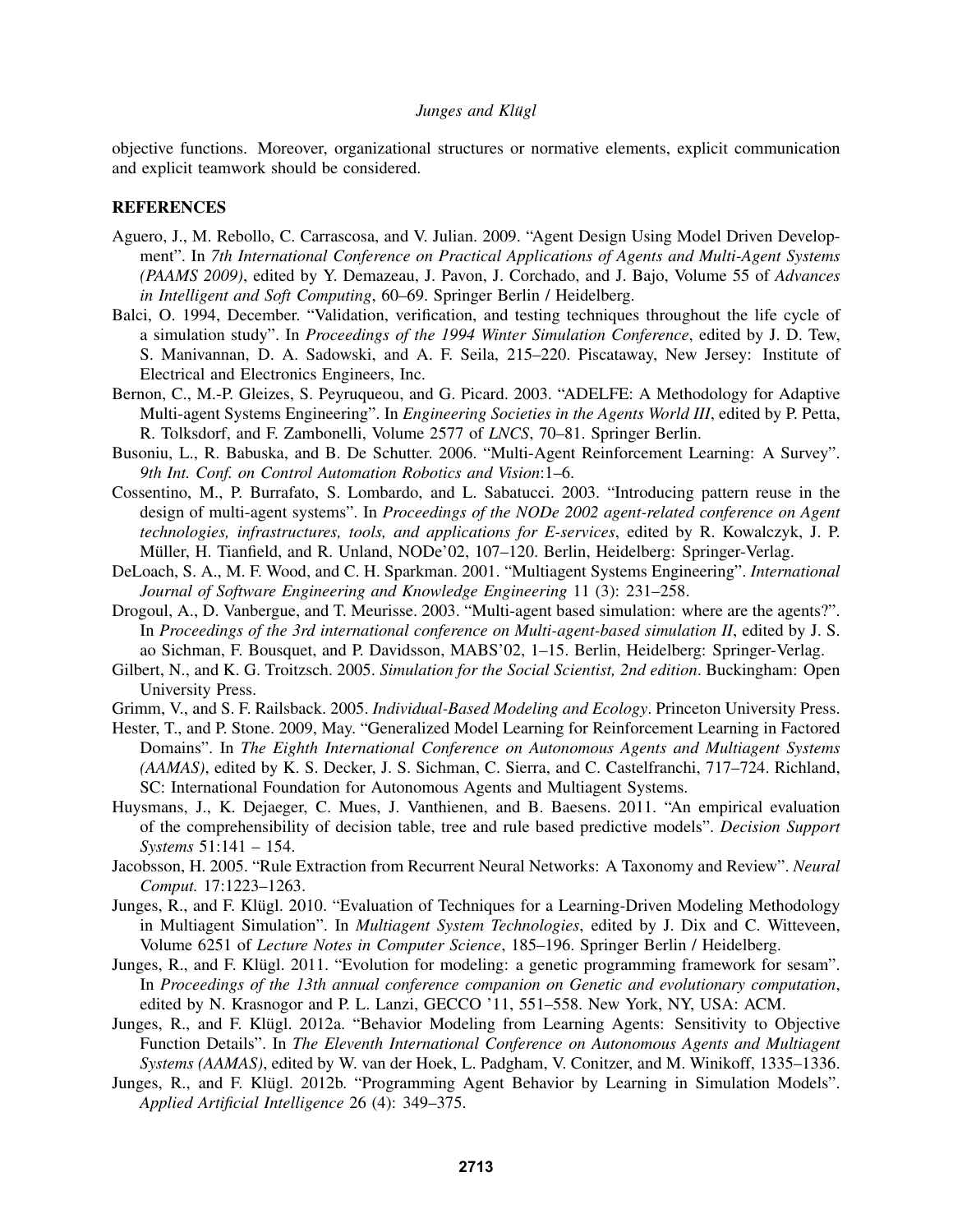objective functions. Moreover, organizational structures or normative elements, explicit communication and explicit teamwork should be considered.

## REFERENCES

Aguero, J., M. Rebollo, C. Carrascosa, and V. Julian. 2009. "Agent Design Using Model Driven Development". In *7th International Conference on Practical Applications of Agents and Multi-Agent Systems (PAAMS 2009)*, edited by Y. Demazeau, J. Pavon, J. Corchado, and J. Bajo, Volume 55 of *Advances in Intelligent and Soft Computing*, 60–69. Springer Berlin / Heidelberg.

Balci, O. 1994, December. "Validation, verification, and testing techniques throughout the life cycle of a simulation study". In *Proceedings of the 1994 Winter Simulation Conference*, edited by J. D. Tew, S. Manivannan, D. A. Sadowski, and A. F. Seila, 215–220. Piscataway, New Jersey: Institute of Electrical and Electronics Engineers, Inc.

Bernon, C., M.-P. Gleizes, S. Peyruqueou, and G. Picard. 2003. "ADELFE: A Methodology for Adaptive Multi-agent Systems Engineering". In *Engineering Societies in the Agents World III*, edited by P. Petta, R. Tolksdorf, and F. Zambonelli, Volume 2577 of *LNCS*, 70–81. Springer Berlin.

Busoniu, L., R. Babuska, and B. De Schutter. 2006. "Multi-Agent Reinforcement Learning: A Survey". *9th Int. Conf. on Control Automation Robotics and Vision*:1–6.

Cossentino, M., P. Burrafato, S. Lombardo, and L. Sabatucci. 2003. "Introducing pattern reuse in the design of multi-agent systems". In *Proceedings of the NODe 2002 agent-related conference on Agent technologies, infrastructures, tools, and applications for E-services*, edited by R. Kowalczyk, J. P. Müller, H. Tianfield, and R. Unland, NODe'02, 107–120. Berlin, Heidelberg: Springer-Verlag.

DeLoach, S. A., M. F. Wood, and C. H. Sparkman. 2001. "Multiagent Systems Engineering". *International Journal of Software Engineering and Knowledge Engineering* 11 (3): 231–258.

Drogoul, A., D. Vanbergue, and T. Meurisse. 2003. "Multi-agent based simulation: where are the agents?". In *Proceedings of the 3rd international conference on Multi-agent-based simulation II*, edited by J. S. ao Sichman, F. Bousquet, and P. Davidsson, MABS'02, 1–15. Berlin, Heidelberg: Springer-Verlag.

Gilbert, N., and K. G. Troitzsch. 2005. *Simulation for the Social Scientist, 2nd edition*. Buckingham: Open University Press.

Grimm, V., and S. F. Railsback. 2005. *Individual-Based Modeling and Ecology*. Princeton University Press.

Hester, T., and P. Stone. 2009, May. "Generalized Model Learning for Reinforcement Learning in Factored Domains". In *The Eighth International Conference on Autonomous Agents and Multiagent Systems (AAMAS)*, edited by K. S. Decker, J. S. Sichman, C. Sierra, and C. Castelfranchi, 717–724. Richland, SC: International Foundation for Autonomous Agents and Multiagent Systems.

Huysmans, J., K. Dejaeger, C. Mues, J. Vanthienen, and B. Baesens. 2011. "An empirical evaluation of the comprehensibility of decision table, tree and rule based predictive models". *Decision Support Systems* 51:141 – 154.

Jacobsson, H. 2005. "Rule Extraction from Recurrent Neural Networks: A Taxonomy and Review". *Neural Comput.* 17:1223–1263.

Junges, R., and F. Klügl. 2010. "Evaluation of Techniques for a Learning-Driven Modeling Methodology in Multiagent Simulation". In *Multiagent System Technologies*, edited by J. Dix and C. Witteveen, Volume 6251 of *Lecture Notes in Computer Science*, 185–196. Springer Berlin / Heidelberg.

Junges, R., and F. Klügl. 2011. "Evolution for modeling: a genetic programming framework for sesam". In *Proceedings of the 13th annual conference companion on Genetic and evolutionary computation*, edited by N. Krasnogor and P. L. Lanzi, GECCO '11, 551–558. New York, NY, USA: ACM.

Junges, R., and F. Klügl. 2012a. "Behavior Modeling from Learning Agents: Sensitivity to Objective Function Details". In *The Eleventh International Conference on Autonomous Agents and Multiagent Systems (AAMAS)*, edited by W. van der Hoek, L. Padgham, V. Conitzer, and M. Winikoff, 1335–1336.

Junges, R., and F. Klügl. 2012b. "Programming Agent Behavior by Learning in Simulation Models". *Applied Artificial Intelligence* 26 (4): 349–375.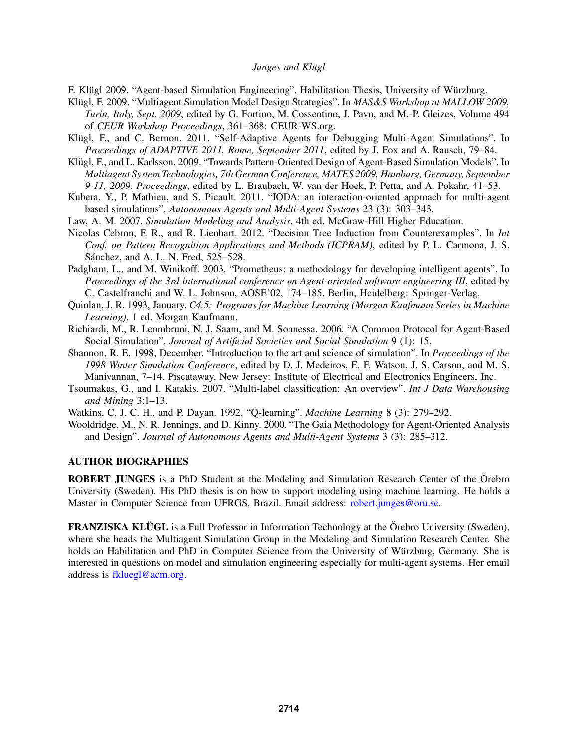F. Klügl 2009. “Agent-based Simulation Engineering”. Habilitation Thesis, University of Würzburg.

Klügl, F. 2009. “Multiagent Simulation Model Design Strategies”. In *MAS&S Workshop at MALLOW 2009, Turin, Italy, Sept. 2009*, edited by G. Fortino, M. Cossentino, J. Pavn, and M.-P. Gleizes, Volume 494 of *CEUR Workshop Proceedings*, 361–368: CEUR-WS.org.

Klügl, F., and C. Bernon. 2011. “Self-Adaptive Agents for Debugging Multi-Agent Simulations”. In *Proceedings of ADAPTIVE 2011, Rome, September 2011*, edited by J. Fox and A. Rausch, 79–84.

Klügl, F., and L. Karlsson. 2009. “Towards Pattern-Oriented Design of Agent-Based Simulation Models”. In *Multiagent System Technologies, 7th German Conference, MATES 2009, Hamburg, Germany, September 9-11, 2009. Proceedings*, edited by L. Braubach, W. van der Hoek, P. Petta, and A. Pokahr, 41–53.

Kubera, Y., P. Mathieu, and S. Picault. 2011. “IODA: an interaction-oriented approach for multi-agent based simulations”. *Autonomous Agents and Multi-Agent Systems* 23 (3): 303–343.

Law, A. M. 2007. *Simulation Modeling and Analysis*. 4th ed. McGraw-Hill Higher Education.

Nicolas Cebron, F. R., and R. Lienhart. 2012. “Decision Tree Induction from Counterexamples”. In *Int Conf. on Pattern Recognition Applications and Methods (ICPRAM)*, edited by P. L. Carmona, J. S. Sánchez, and A. L. N. Fred, 525–528.

Padgham, L., and M. Winikoff. 2003. “Prometheus: a methodology for developing intelligent agents”. In *Proceedings of the 3rd international conference on Agent-oriented software engineering III*, edited by C. Castelfranchi and W. L. Johnson, AOSE’02, 174–185. Berlin, Heidelberg: Springer-Verlag.

Quinlan, J. R. 1993, January. *C4.5: Programs for Machine Learning (Morgan Kaufmann Series in Machine Learning)*. 1 ed. Morgan Kaufmann.

Richiardi, M., R. Leombruni, N. J. Saam, and M. Sonnessa. 2006. “A Common Protocol for Agent-Based Social Simulation”. *Journal of Artificial Societies and Social Simulation* 9 (1): 15.

Shannon, R. E. 1998, December. “Introduction to the art and science of simulation”. In *Proceedings of the 1998 Winter Simulation Conference*, edited by D. J. Medeiros, E. F. Watson, J. S. Carson, and M. S. Manivannan, 7–14. Piscataway, New Jersey: Institute of Electrical and Electronics Engineers, Inc.

Tsoumakas, G., and I. Katakis. 2007. “Multi-label classification: An overview”. *Int J Data Warehousing and Mining* 3:1–13.

Watkins, C. J. C. H., and P. Dayan. 1992. “Q-learning”. *Machine Learning* 8 (3): 279–292.

Wooldridge, M., N. R. Jennings, and D. Kinny. 2000. “The Gaia Methodology for Agent-Oriented Analysis and Design”. *Journal of Autonomous Agents and Multi-Agent Systems* 3 (3): 285–312.

## AUTHOR BIOGRAPHIES

**ROBERT JUNGES** is a PhD Student at the Modeling and Simulation Research Center of the Örebro University (Sweden). His PhD thesis is on how to support modeling using machine learning. He holds a Master in Computer Science from UFRGS, Brazil. Email address: robert.junges@oru.se.

**FRANZISKA KLÜGL** is a Full Professor in Information Technology at the Örebro University (Sweden), where she heads the Multiagent Simulation Group in the Modeling and Simulation Research Center. She holds an Habilitation and PhD in Computer Science from the University of Würzburg, Germany. She is interested in questions on model and simulation engineering especially for multi-agent systems. Her email address is fkluegl@acm.org.